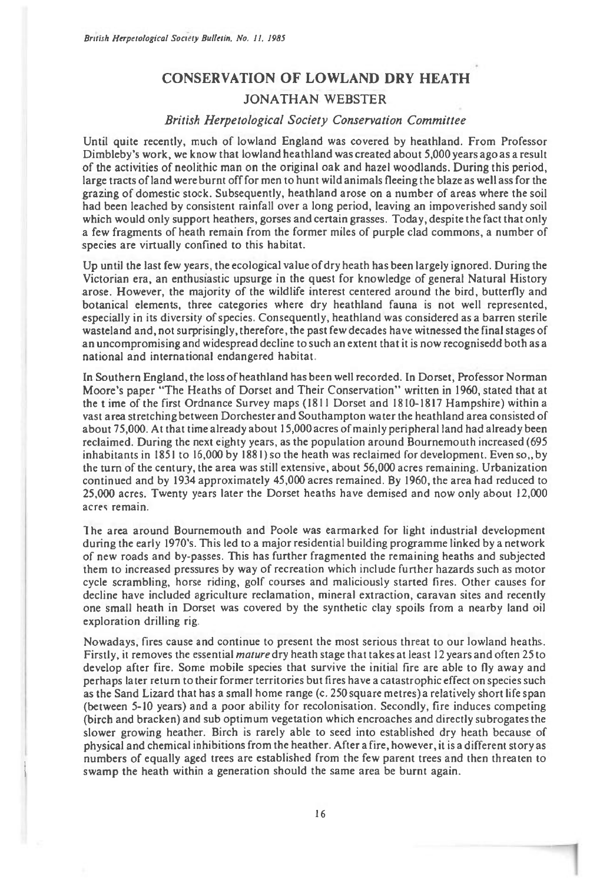# CONSERVATION OF LOWLAND DRY HEATH

## JONATHAN WEBSTER

*British Herpetological Society Conservation Committee*

Until quite recently, much of lowland England was covered by heathland. From Professor Dimbleby's work, we know that lowland heathland was created about 5,000 years ago as a result of the activities of neolithic man on the original oak and hazel woodlands. During this period, large tracts of land were burnt off for men to hunt wild animals fleeing the blaze as well ass for the grazing of domestic stock. Subsequently, heathland arose on a number of areas where the soil had been leached by consistent rainfall over a long period, leaving an impoverished sandy soil which would only support heathers, gorses and certain grasses. Today, despite the fact that only a few fragments of heath remain from the former miles of purple clad commons, a number of species are virtually confined to this habitat.

Up until the last few years, the ecological value of dry heath has been largely ignored. During the Victorian era, an enthusiastic upsurge in the quest for knowledge of general Natural History arose. However, the majority of the wildlife interest centered around the bird, butterfly and botanical elements, three categories where dry heathland fauna is not well represented, especially in its diversity of species. Consequently, heathland was considered as a barren sterile wasteland and, not surprisingly, therefore, the past few decades have witnessed the final stages of an uncompromising and widespread decline to such an extent that it is now recognisedd both as a national and international endangered habitat.

In Southern England, the loss of heathland has been well recorded. In Dorset, Professor Norman Moore's paper "The Heaths of Dorset and Their Conservation" written in 1960, stated that at the t ime of the first Ordnance Survey maps (1811 Dorset and 1810-1817 Hampshire) within a vast area stretching between Dorchester and Southampton water the heathland area consisted of about 75,000. At that time already about 15,000 acres of mainly peripheral land had already been reclaimed. During the next eighty years, as the population around Bournemouth increased (695 inhabitants in 1851 to 16,000 by 1881) so the heath was reclaimed for development. Even so,, by the turn of the century, the area was still extensive, about 56,000 acres remaining. Urbanization continued and by 1934 approximately 45,000 acres remained. By 1960, the area had reduced to 25,000 acres. Twenty years later the Dorset heaths have demised and now only about 12,000 acres remain.

The area around Bournemouth and Poole was earmarked for light industrial development during the early 1970's. This led to a major residential building programme linked by a network of new roads and by-passes. This has further fragmented the remaining heaths and subjected them to increased pressures by way of recreation which include further hazards such as motor cycle scrambling, horse riding, golf courses and maliciously started fires. Other causes for decline have included agriculture reclamation, mineral extraction, caravan sites and recently one small heath in Dorset was covered by the synthetic clay spoils from a nearby land oil exploration drilling rig.

Nowadays, fires cause and continue to present the most serious threat to our lowland heaths. Firstly, it removes the essential *mature* dry heath stage that takes at least 12 years and often 25 to develop after fire. Some mobile species that survive the initial fire are able to fly away and perhaps later return to their former territories but fires have a catastrophic effect on species such as the Sand Lizard that has a small home range (c. 250 square metres) a relatively short life span (between 5-10 years) and a poor ability for recolonisation. Secondly, fire induces competing (birch and bracken) and sub optimum vegetation which encroaches and directly subrogates the slower growing heather. Birch is rarely able to seed into established dry heath because of physical and chemical inhibitions from the heather. After a fire, however, it is a different story as numbers of equally aged trees are established from the few parent trees and then threaten to swamp the heath within a generation should the same area be burnt again.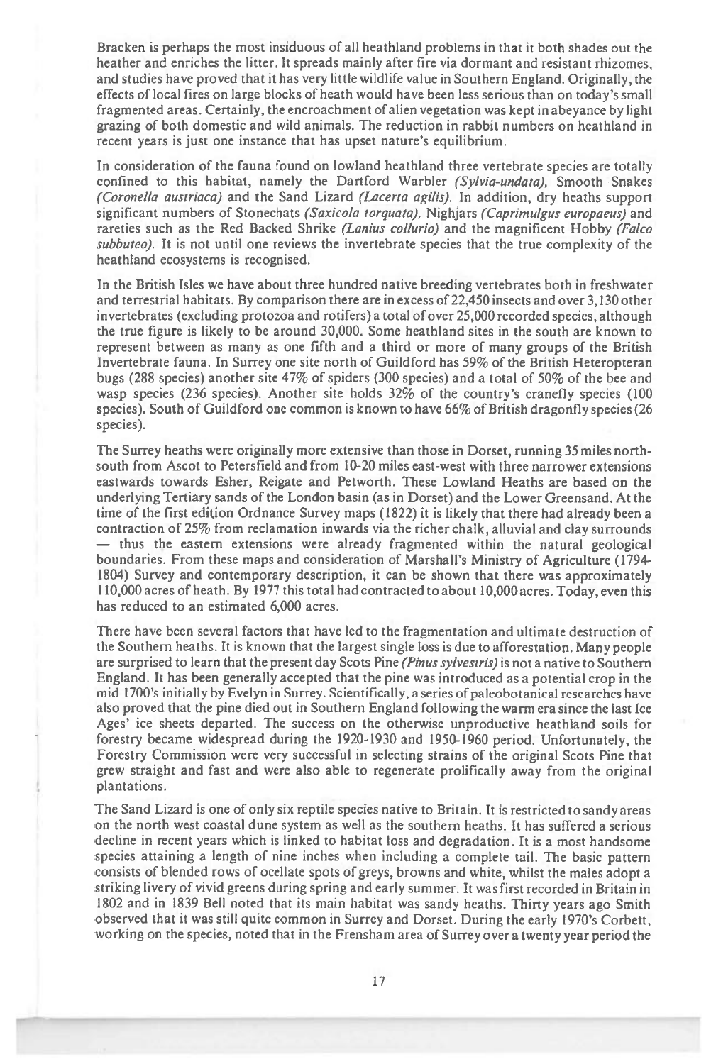Bracken is perhaps the most insiduous of all heathland problems in that it both shades out the heather and enriches the litter. It spreads mainly after fire via dormant and resistant rhizomes, and studies have proved that it has very little wildlife value in Southern England. Originally, the effects of local fires on large blocks of heath would have been less serious than on today's small fragmented areas. Certainly, the encroachment of alien vegetation was kept in abeyance by light grazing of both domestic and wild animals. The reduction in rabbit numbers on heathland in recent years is just one instance that has upset nature's equilibrium.

In consideration of the fauna found on lowland heathland three vertebrate species are totally confined to this habitat, namely the Dartford Warbler *(Sylvia-undata)*, Smooth Snakes *(Coronella austriaca)* and the Sand Lizard *(Lacerta agilis)*. In addition, dry heaths support significant numbers of Stonechats *(Saxicola torquata)*, Nighjars *(Caprimulgus europaeus)* and rareties such as the Red Backed Shrike *(Lanius collurio)* and the magnificent Hobby *(Falco subbuteo)*. It is not until one reviews the invertebrate species that the true complexity of the heathland ecosystems is recognised.

In the British Isles we have about three hundred native breeding vertebrates both in freshwater and terrestrial habitats. By comparison there are in excess of 22,450 insects and over 3,130 other invertebrates (excluding protozoa and rotifers) a total of over 25,000 recorded species, although the true figure is likely to be around 30,000. Some heathland sites in the south are known to represent between as many as one fifth and a third or more of many groups of the British Invertebrate fauna. In Surrey one site north of Guildford has 59% of the British Heteropteran bugs (288 species) another site 47% of spiders (300 species) and a total of 50% of the bee and wasp species (236 species). Another site holds 32% of the country's cranefly species (100 species). South of Guildford one common is known to have 66% of British dragonfly species (26 species).

The Surrey heaths were originally more extensive than those in Dorset, running 35 miles north-south from Ascot to Petersfield and from 10-20 miles east-west with three narrower extensions eastwards towards Esher, Reigate and Petworth. These Lowland Heaths are based on the underlying Tertiary sands of the London basin (as in Dorset) and the Lower Greensand. At the time of the first edition Ordnance Survey maps (1822) it is likely that there had already been a contraction of 25% from reclamation inwards via the richer chalk, alluvial and clay surrounds — thus the eastern extensions were already fragmented within the natural geological boundaries. From these maps and consideration of Marshall's Ministry of Agriculture (1794-1804) Survey and contemporary description, it can be shown that there was approximately 110,000 acres of heath. By 1977 this total had contracted to about 10,000 acres. Today, even this has reduced to an estimated 6,000 acres.

There have been several factors that have led to the fragmentation and ultimate destruction of the Southern heaths. It is known that the largest single loss is due to afforestation. Many people are surprised to learn that the present day Scots Pine *(Pinus sylvestris)* is not a native to Southern England. It has been generally accepted that the pine was introduced as a potential crop in the mid 1700's initially by Evelyn in Surrey. Scientifically, a series of paleobotanical researches have also proved that the pine died out in Southern England following the warm era since the last Ice Ages' ice sheets departed. The success on the otherwise unproductive heathland soils for forestry became widespread during the 1920-1930 and 1950-1960 period. Unfortunately, the Forestry Commission were very successful in selecting strains of the original Scots Pine that grew straight and fast and were also able to regenerate prolifically away from the original plantations.

The Sand Lizard is one of only six reptile species native to Britain. It is restricted to sandy areas on the north west coastal dune system as well as the southern heaths. It has suffered a serious decline in recent years which is linked to habitat loss and degradation. It is a most handsome species attaining a length of nine inches when including a complete tail. The basic pattern consists of blended rows of ocellate spots of greys, browns and white, whilst the males adopt a striking livery of vivid greens during spring and early summer. It was first recorded in Britain in 1802 and in 1839 Bell noted that its main habitat was sandy heaths. Thirty years ago Smith observed that it was still quite common in Surrey and Dorset. During the early 1970's Corbett, working on the species, noted that in the Frensham area of Surrey over a twenty year period the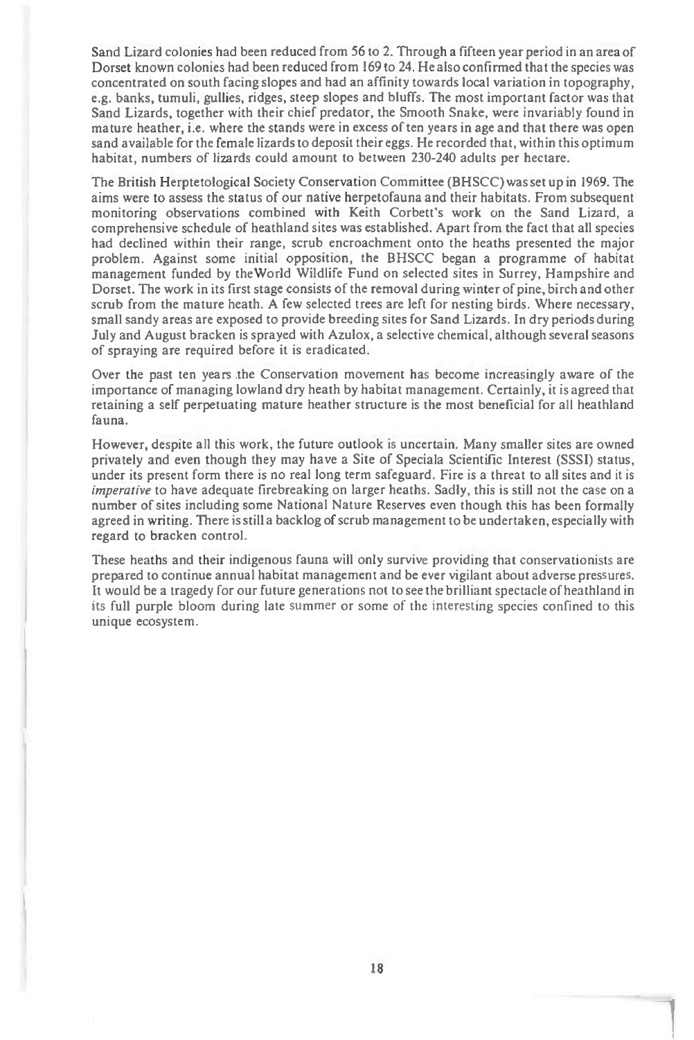Sand Lizard colonies had been reduced from 56 to 2. Through a fifteen year period in an area of Dorset known colonies had been reduced from 169 to 24. He also confirmed that the species was concentrated on south facing slopes and had an affinity towards local variation in topography, e.g. banks, tumuli, gullies, ridges, steep slopes and bluffs. The most important factor was that Sand Lizards, together with their chief predator, the Smooth Snake, were invariably found in mature heather, i.e. where the stands were in excess of ten years in age and that there was open sand available for the female lizards to deposit their eggs. He recorded that, within this optimum habitat, numbers of lizards could amount to between 230-240 adults per hectare.

The British Herptetological Society Conservation Committee (BHSCC) was set up in 1969. The aims were to assess the status of our native herpetofauna and their habitats. From subsequent monitoring observations combined with Keith Corbett's work on the Sand Lizard, a comprehensive schedule of heathland sites was established. Apart from the fact that all species had declined within their range, scrub encroachment onto the heaths presented the major problem. Against some initial opposition, the BHSCC began a programme of habitat management funded by theWorld Wildlife Fund on selected sites in Surrey, Hampshire and Dorset. The work in its first stage consists of the removal during winter of pine, birch and other scrub from the mature heath. A few selected trees are left for nesting birds. Where necessary, small sandy areas are exposed to provide breeding sites for Sand Lizards. In dry periods during July and August bracken is sprayed with Azulox, a selective chemical, although several seasons of spraying are required before it is eradicated.

Over the past ten years the Conservation movement has become increasingly aware of the importance of managing lowland dry heath by habitat management. Certainly, it is agreed that retaining a self perpetuating mature heather structure is the most beneficial for all heathland fauna.

However, despite all this work, the future outlook is uncertain. Many smaller sites are owned privately and even though they may have a Site of Speciala Scientific Interest (SSSI) status, under its present form there is no real long term safeguard. Fire is a threat to all sites and it is *imperative* to have adequate firebreaking on larger heaths. Sadly, this is still not the case on a number of sites including some National Nature Reserves even though this has been formally agreed in writing. There is still a backlog of scrub management to be undertaken, especially with regard to bracken control.

These heaths and their indigenous fauna will only survive providing that conservationists are prepared to continue annual habitat management and be ever vigilant about adverse pressures. It would be a tragedy for our future generations not to see the brilliant spectacle of heathland in its full purple bloom during late summer or some of the interesting species confined to this unique ecosystem.